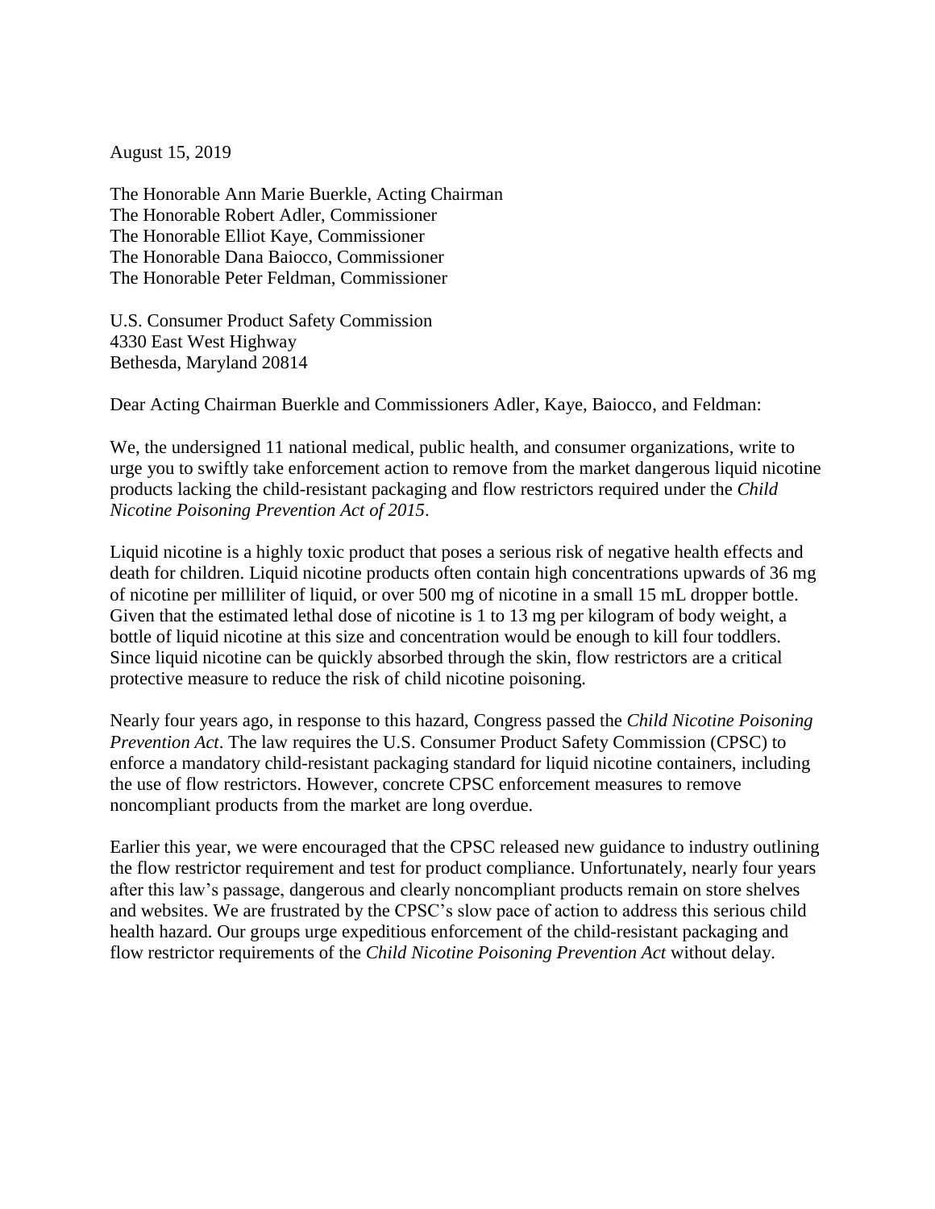August 15, 2019

The Honorable Ann Marie Buerkle, Acting Chairman
The Honorable Robert Adler, Commissioner
The Honorable Elliot Kaye, Commissioner
The Honorable Dana Baiocco, Commissioner
The Honorable Peter Feldman, Commissioner

U.S. Consumer Product Safety Commission
4330 East West Highway
Bethesda, Maryland 20814

Dear Acting Chairman Buerkle and Commissioners Adler, Kaye, Baiocco, and Feldman:

We, the undersigned 11 national medical, public health, and consumer organizations, write to urge you to swiftly take enforcement action to remove from the market dangerous liquid nicotine products lacking the child-resistant packaging and flow restrictors required under the *Child Nicotine Poisoning Prevention Act of 2015*.

Liquid nicotine is a highly toxic product that poses a serious risk of negative health effects and death for children. Liquid nicotine products often contain high concentrations upwards of 36 mg of nicotine per milliliter of liquid, or over 500 mg of nicotine in a small 15 mL dropper bottle. Given that the estimated lethal dose of nicotine is 1 to 13 mg per kilogram of body weight, a bottle of liquid nicotine at this size and concentration would be enough to kill four toddlers. Since liquid nicotine can be quickly absorbed through the skin, flow restrictors are a critical protective measure to reduce the risk of child nicotine poisoning.

Nearly four years ago, in response to this hazard, Congress passed the *Child Nicotine Poisoning Prevention Act*. The law requires the U.S. Consumer Product Safety Commission (CPSC) to enforce a mandatory child-resistant packaging standard for liquid nicotine containers, including the use of flow restrictors. However, concrete CPSC enforcement measures to remove noncompliant products from the market are long overdue.

Earlier this year, we were encouraged that the CPSC released new guidance to industry outlining the flow restrictor requirement and test for product compliance. Unfortunately, nearly four years after this law's passage, dangerous and clearly noncompliant products remain on store shelves and websites. We are frustrated by the CPSC's slow pace of action to address this serious child health hazard. Our groups urge expeditious enforcement of the child-resistant packaging and flow restrictor requirements of the *Child Nicotine Poisoning Prevention Act* without delay.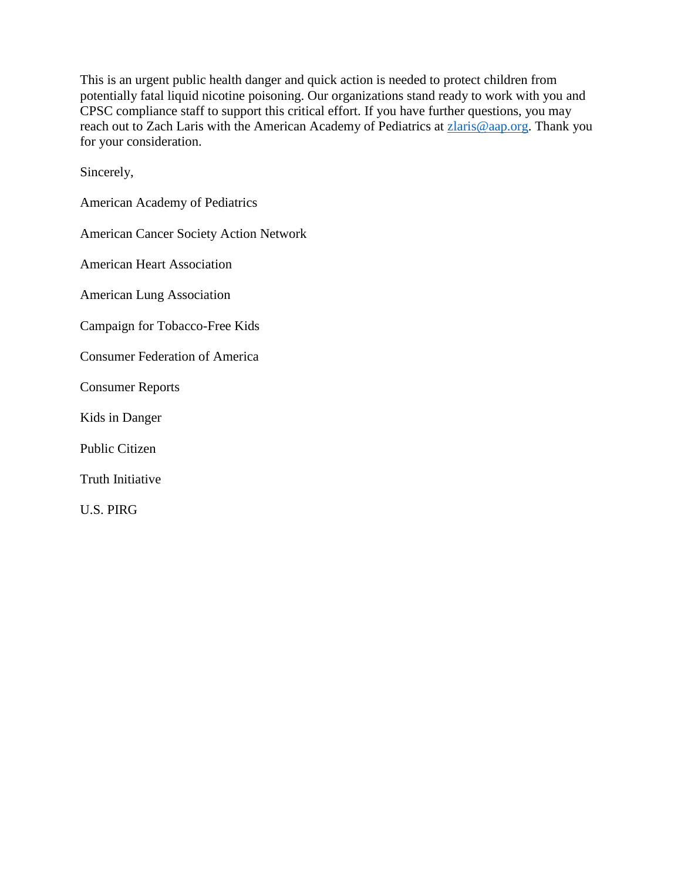This is an urgent public health danger and quick action is needed to protect children from potentially fatal liquid nicotine poisoning. Our organizations stand ready to work with you and CPSC compliance staff to support this critical effort. If you have further questions, you may reach out to Zach Laris with the American Academy of Pediatrics at zlaris@aap.org. Thank you for your consideration.

Sincerely,

American Academy of Pediatrics

American Cancer Society Action Network

American Heart Association

American Lung Association

Campaign for Tobacco-Free Kids

Consumer Federation of America

Consumer Reports

Kids in Danger

Public Citizen

Truth Initiative

U.S. PIRG